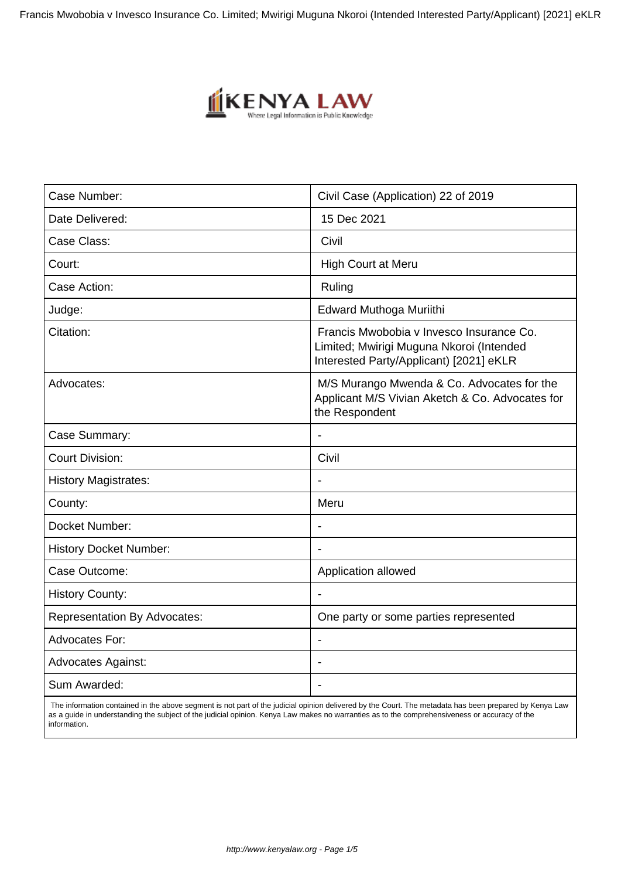| Case Number: | Civil Case (Application) 22 of 2019 |
|---|---|
| Date Delivered: | 15 Dec 2021 |
| Case Class: | Civil |
| Court: | High Court at Meru |
| Case Action: | Ruling |
| Judge: | Edward Muthoga Muriithi |
| Citation: | Francis Mwobobia v Invesco Insurance Co. Limited; Mwirigi Muguna Nkoroi (Intended Interested Party/Applicant) [2021] eKLR |
| Advocates: | M/S Murango Mwenda & Co. Advocates for the Applicant M/S Vivian Aketch & Co. Advocates for the Respondent |
| Case Summary: | - |
| Court Division: | Civil |
| History Magistrates: | - |
| County: | Meru |
| Docket Number: | - |
| History Docket Number: | - |
| Case Outcome: | Application allowed |
| History County: | - |
| Representation By Advocates: | One party or some parties represented |
| Advocates For: | - |
| Advocates Against: | - |
| Sum Awarded: | - |

The information contained in the above segment is not part of the judicial opinion delivered by the Court. The metadata has been prepared by Kenya Law as a guide in understanding the subject of the judicial opinion. Kenya Law makes no warranties as to the comprehensiveness or accuracy of the information.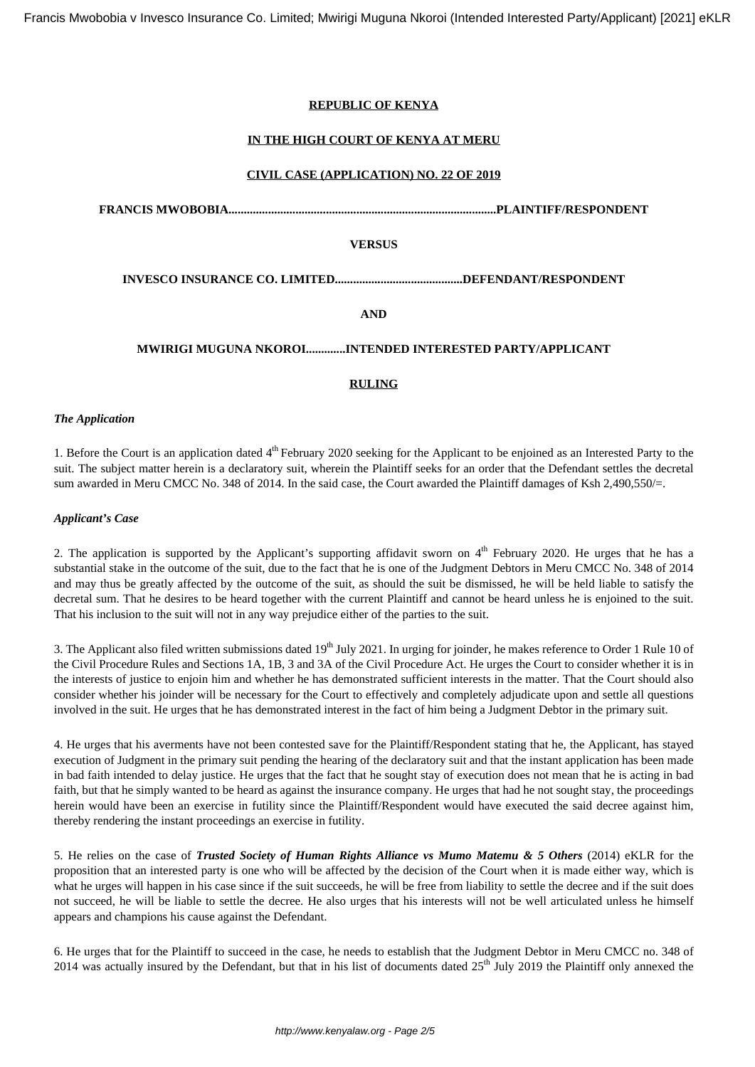**REPUBLIC OF KENYA**

**IN THE HIGH COURT OF KENYA AT MERU**

**CIVIL CASE (APPLICATION) NO. 22 OF 2019**

**FRANCIS MWOBOBIA.......................................................................................PLAINTIFF/RESPONDENT**

**VERSUS**

**INVESCO INSURANCE CO. LIMITED...........................................DEFENDANT/RESPONDENT**

**AND**

**MWIRIGI MUGUNA NKOROI............INTENDED INTERESTED PARTY/APPLICANT**

**RULING**

***The Application***

1. Before the Court is an application dated 4th February 2020 seeking for the Applicant to be enjoined as an Interested Party to the suit. The subject matter herein is a declaratory suit, wherein the Plaintiff seeks for an order that the Defendant settles the decretal sum awarded in Meru CMCC No. 348 of 2014. In the said case, the Court awarded the Plaintiff damages of Ksh 2,490,550/=.

***Applicant's Case***

2. The application is supported by the Applicant's supporting affidavit sworn on 4th February 2020. He urges that he has a substantial stake in the outcome of the suit, due to the fact that he is one of the Judgment Debtors in Meru CMCC No. 348 of 2014 and may thus be greatly affected by the outcome of the suit, as should the suit be dismissed, he will be held liable to satisfy the decretal sum. That he desires to be heard together with the current Plaintiff and cannot be heard unless he is enjoined to the suit. That his inclusion to the suit will not in any way prejudice either of the parties to the suit.

3. The Applicant also filed written submissions dated 19th July 2021. In urging for joinder, he makes reference to Order 1 Rule 10 of the Civil Procedure Rules and Sections 1A, 1B, 3 and 3A of the Civil Procedure Act. He urges the Court to consider whether it is in the interests of justice to enjoin him and whether he has demonstrated sufficient interests in the matter. That the Court should also consider whether his joinder will be necessary for the Court to effectively and completely adjudicate upon and settle all questions involved in the suit. He urges that he has demonstrated interest in the fact of him being a Judgment Debtor in the primary suit.

4. He urges that his averments have not been contested save for the Plaintiff/Respondent stating that he, the Applicant, has stayed execution of Judgment in the primary suit pending the hearing of the declaratory suit and that the instant application has been made in bad faith intended to delay justice. He urges that the fact that he sought stay of execution does not mean that he is acting in bad faith, but that he simply wanted to be heard as against the insurance company. He urges that had he not sought stay, the proceedings herein would have been an exercise in futility since the Plaintiff/Respondent would have executed the said decree against him, thereby rendering the instant proceedings an exercise in futility.

5. He relies on the case of ***Trusted Society of Human Rights Alliance vs Mumo Matemu & 5 Others*** (2014) eKLR for the proposition that an interested party is one who will be affected by the decision of the Court when it is made either way, which is what he urges will happen in his case since if the suit succeeds, he will be free from liability to settle the decree and if the suit does not succeed, he will be liable to settle the decree. He also urges that his interests will not be well articulated unless he himself appears and champions his cause against the Defendant.

6. He urges that for the Plaintiff to succeed in the case, he needs to establish that the Judgment Debtor in Meru CMCC no. 348 of 2014 was actually insured by the Defendant, but that in his list of documents dated 25th July 2019 the Plaintiff only annexed the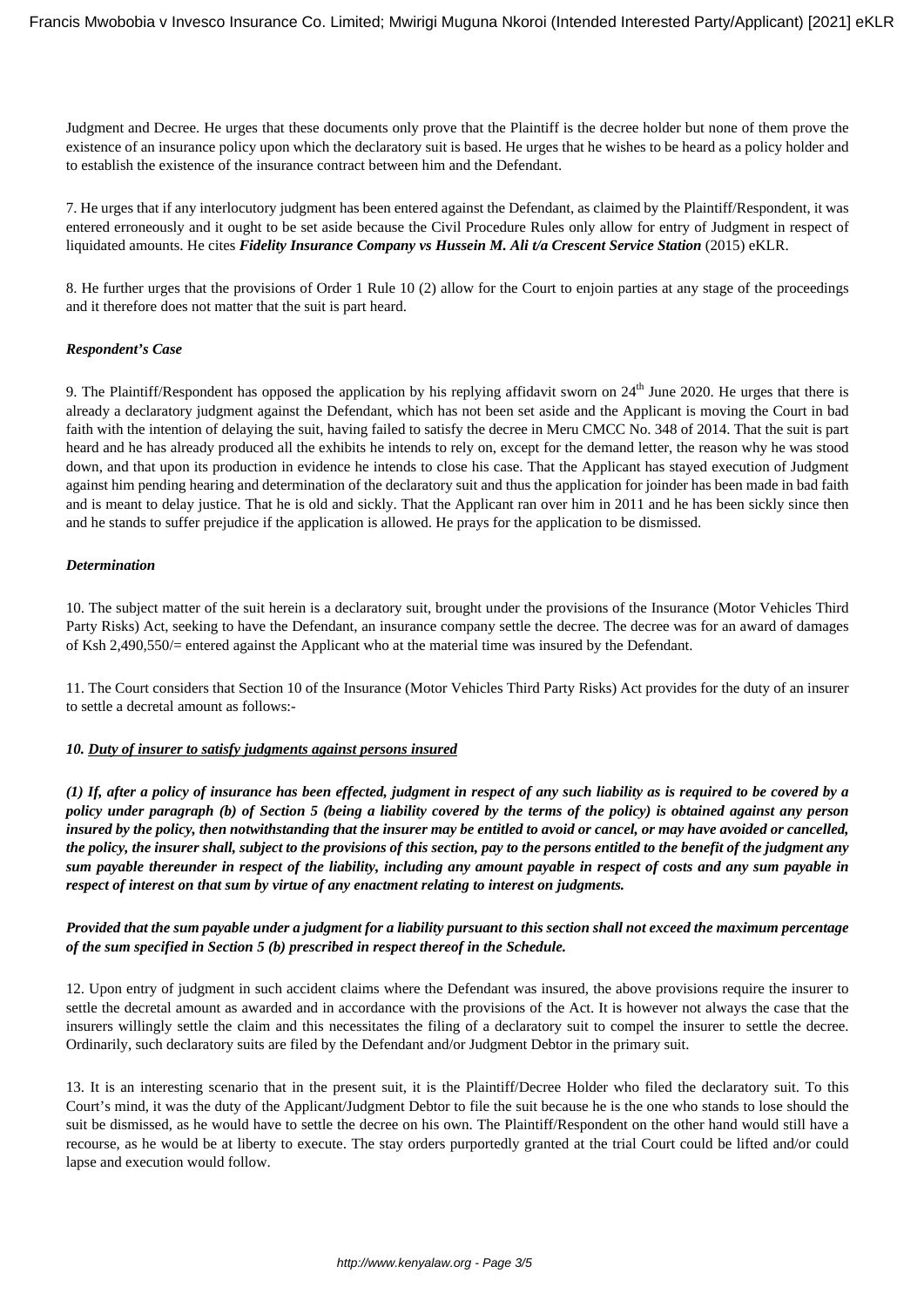Judgment and Decree. He urges that these documents only prove that the Plaintiff is the decree holder but none of them prove the existence of an insurance policy upon which the declaratory suit is based. He urges that he wishes to be heard as a policy holder and to establish the existence of the insurance contract between him and the Defendant.

7. He urges that if any interlocutory judgment has been entered against the Defendant, as claimed by the Plaintiff/Respondent, it was entered erroneously and it ought to be set aside because the Civil Procedure Rules only allow for entry of Judgment in respect of liquidated amounts. He cites ***Fidelity Insurance Company vs Hussein M. Ali t/a Crescent Service Station*** (2015) eKLR.

8. He further urges that the provisions of Order 1 Rule 10 (2) allow for the Court to enjoin parties at any stage of the proceedings and it therefore does not matter that the suit is part heard.

***Respondent's Case***

9. The Plaintiff/Respondent has opposed the application by his replying affidavit sworn on 24th June 2020. He urges that there is already a declaratory judgment against the Defendant, which has not been set aside and the Applicant is moving the Court in bad faith with the intention of delaying the suit, having failed to satisfy the decree in Meru CMCC No. 348 of 2014. That the suit is part heard and he has already produced all the exhibits he intends to rely on, except for the demand letter, the reason why he was stood down, and that upon its production in evidence he intends to close his case. That the Applicant has stayed execution of Judgment against him pending hearing and determination of the declaratory suit and thus the application for joinder has been made in bad faith and is meant to delay justice. That he is old and sickly. That the Applicant ran over him in 2011 and he has been sickly since then and he stands to suffer prejudice if the application is allowed. He prays for the application to be dismissed.

***Determination***

10. The subject matter of the suit herein is a declaratory suit, brought under the provisions of the Insurance (Motor Vehicles Third Party Risks) Act, seeking to have the Defendant, an insurance company settle the decree. The decree was for an award of damages of Ksh 2,490,550/= entered against the Applicant who at the material time was insured by the Defendant.

11. The Court considers that Section 10 of the Insurance (Motor Vehicles Third Party Risks) Act provides for the duty of an insurer to settle a decretal amount as follows:-

***10. <u>Duty of insurer to satisfy judgments against persons insured</u>***

***(1) If, after a policy of insurance has been effected, judgment in respect of any such liability as is required to be covered by a policy under paragraph (b) of Section 5 (being a liability covered by the terms of the policy) is obtained against any person insured by the policy, then notwithstanding that the insurer may be entitled to avoid or cancel, or may have avoided or cancelled, the policy, the insurer shall, subject to the provisions of this section, pay to the persons entitled to the benefit of the judgment any sum payable thereunder in respect of the liability, including any amount payable in respect of costs and any sum payable in respect of interest on that sum by virtue of any enactment relating to interest on judgments.***

***Provided that the sum payable under a judgment for a liability pursuant to this section shall not exceed the maximum percentage of the sum specified in Section 5 (b) prescribed in respect thereof in the Schedule.***

12. Upon entry of judgment in such accident claims where the Defendant was insured, the above provisions require the insurer to settle the decretal amount as awarded and in accordance with the provisions of the Act. It is however not always the case that the insurers willingly settle the claim and this necessitates the filing of a declaratory suit to compel the insurer to settle the decree. Ordinarily, such declaratory suits are filed by the Defendant and/or Judgment Debtor in the primary suit.

13. It is an interesting scenario that in the present suit, it is the Plaintiff/Decree Holder who filed the declaratory suit. To this Court's mind, it was the duty of the Applicant/Judgment Debtor to file the suit because he is the one who stands to lose should the suit be dismissed, as he would have to settle the decree on his own. The Plaintiff/Respondent on the other hand would still have a recourse, as he would be at liberty to execute. The stay orders purportedly granted at the trial Court could be lifted and/or could lapse and execution would follow.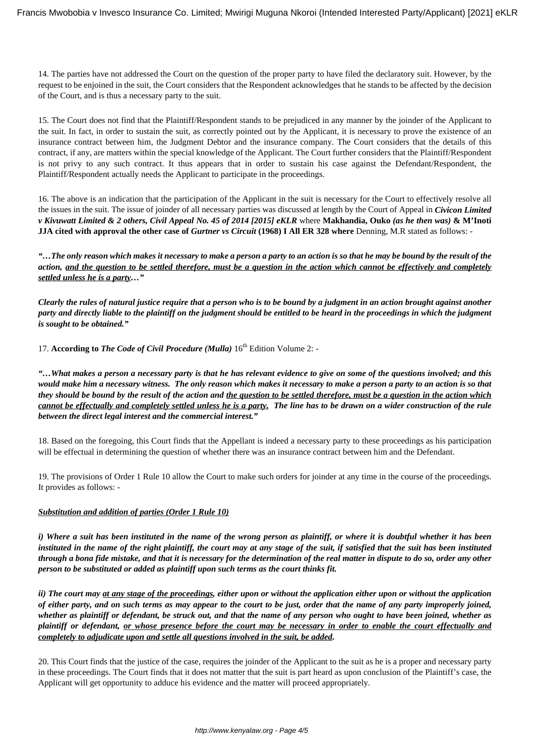14. The parties have not addressed the Court on the question of the proper party to have filed the declaratory suit. However, by the request to be enjoined in the suit, the Court considers that the Respondent acknowledges that he stands to be affected by the decision of the Court, and is thus a necessary party to the suit.

15. The Court does not find that the Plaintiff/Respondent stands to be prejudiced in any manner by the joinder of the Applicant to the suit. In fact, in order to sustain the suit, as correctly pointed out by the Applicant, it is necessary to prove the existence of an insurance contract between him, the Judgment Debtor and the insurance company. The Court considers that the details of this contract, if any, are matters within the special knowledge of the Applicant. The Court further considers that the Plaintiff/Respondent is not privy to any such contract. It thus appears that in order to sustain his case against the Defendant/Respondent, the Plaintiff/Respondent actually needs the Applicant to participate in the proceedings.

16. The above is an indication that the participation of the Applicant in the suit is necessary for the Court to effectively resolve all the issues in the suit. The issue of joinder of all necessary parties was discussed at length by the Court of Appeal in ***Civicon Limited v Kivuwatt Limited & 2 others, Civil Appeal No. 45 of 2014 [2015] eKLR*** where **Makhandia, Ouko** ***(as he then was)*** **& M'Inoti JJA cited with approval the other case of** ***Gurtner vs Circuit*** **(1968) I All ER 328 where** Denning, M.R stated as follows: -

***"…The only reason which makes it necessary to make a person a party to an action is so that he may be bound by the result of the action, <u>and the question to be settled therefore, must be a question in the action which cannot be effectively and completely settled unless he is a party</u>…"***

***Clearly the rules of natural justice require that a person who is to be bound by a judgment in an action brought against another party and directly liable to the plaintiff on the judgment should be entitled to be heard in the proceedings in which the judgment is sought to be obtained."***

17. **According to** ***The Code of Civil Procedure (Mulla)*** 16th Edition Volume 2: -

***"…What makes a person a necessary party is that he has relevant evidence to give on some of the questions involved; and this would make him a necessary witness. The only reason which makes it necessary to make a person a party to an action is so that they should be bound by the result of the action and <u>the question to be settled therefore, must be a question in the action which cannot be effectually and completely settled unless he is a party.</u> The line has to be drawn on a wider construction of the rule between the direct legal interest and the commercial interest."***

18. Based on the foregoing, this Court finds that the Appellant is indeed a necessary party to these proceedings as his participation will be effectual in determining the question of whether there was an insurance contract between him and the Defendant.

19. The provisions of Order 1 Rule 10 allow the Court to make such orders for joinder at any time in the course of the proceedings. It provides as follows: -

***<u>Substitution and addition of parties (Order 1 Rule 10)</u>***

***i) Where a suit has been instituted in the name of the wrong person as plaintiff, or where it is doubtful whether it has been instituted in the name of the right plaintiff, the court may at any stage of the suit, if satisfied that the suit has been instituted through a bona fide mistake, and that it is necessary for the determination of the real matter in dispute to do so, order any other person to be substituted or added as plaintiff upon such terms as the court thinks fit.***

***ii) The court may <u>at any stage of the proceedings</u>, either upon or without the application either upon or without the application of either party, and on such terms as may appear to the court to be just, order that the name of any party improperly joined, whether as plaintiff or defendant, be struck out, and that the name of any person who ought to have been joined, whether as plaintiff or defendant, <u>or whose presence before the court may be necessary in order to enable the court effectually and completely to adjudicate upon and settle all questions involved in the suit, be added</u>.***

20. This Court finds that the justice of the case, requires the joinder of the Applicant to the suit as he is a proper and necessary party in these proceedings. The Court finds that it does not matter that the suit is part heard as upon conclusion of the Plaintiff's case, the Applicant will get opportunity to adduce his evidence and the matter will proceed appropriately.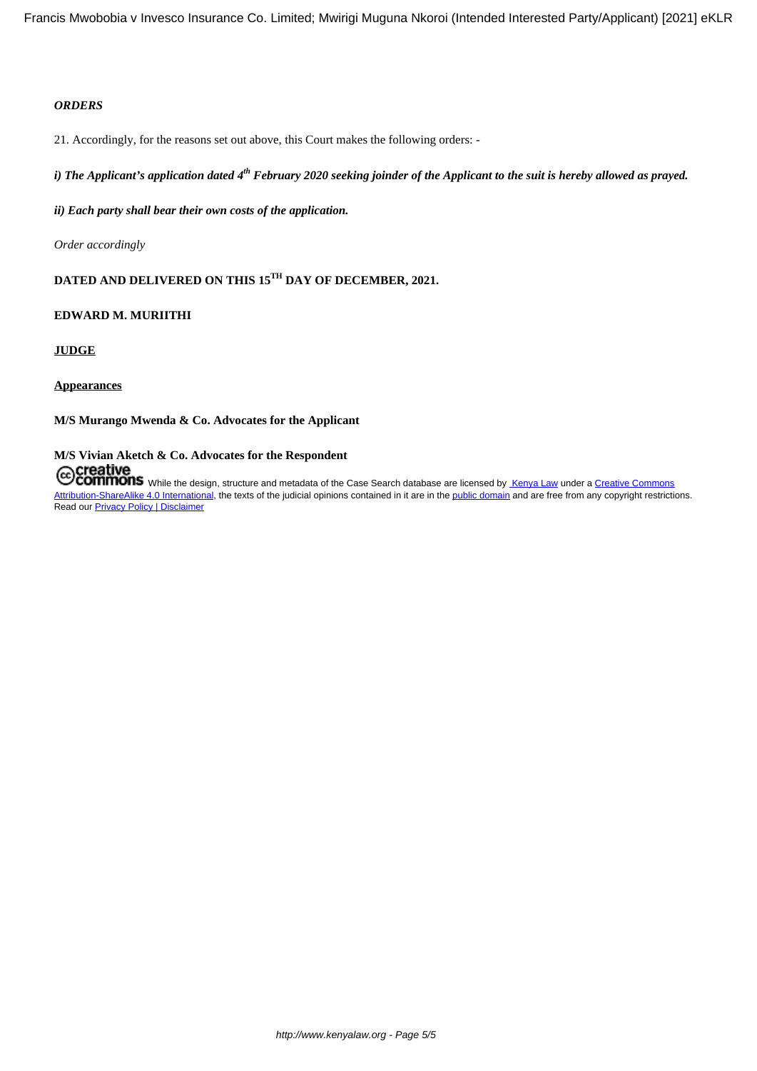***ORDERS***

21. Accordingly, for the reasons set out above, this Court makes the following orders: -

***i) The Applicant's application dated 4th February 2020 seeking joinder of the Applicant to the suit is hereby allowed as prayed.***

***ii) Each party shall bear their own costs of the application.***

*Order accordingly*

**DATED AND DELIVERED ON THIS 15TH DAY OF DECEMBER, 2021.**

**EDWARD M. MURIITHI**

**JUDGE**

**Appearances**

**M/S Murango Mwenda & Co. Advocates for the Applicant**

**M/S Vivian Aketch & Co. Advocates for the Respondent**

While the design, structure and metadata of the Case Search database are licensed by Kenya Law under a Creative Commons Attribution-ShareAlike 4.0 International, the texts of the judicial opinions contained in it are in the public domain and are free from any copyright restrictions. Read our Privacy Policy | Disclaimer